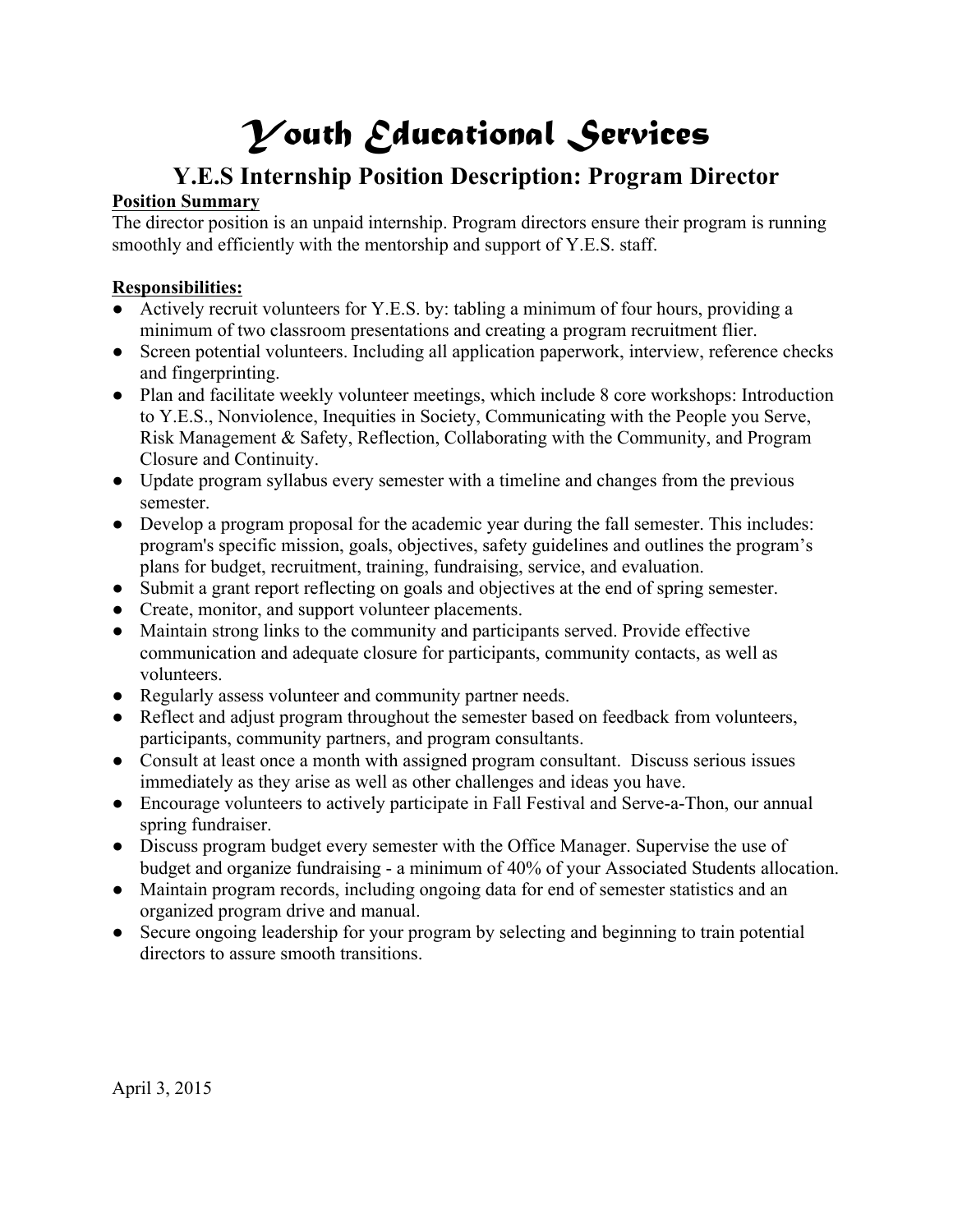# Youth Educational Services

## Y.E.S Internship Position Description: Program Director

**Position Summary**

The director position is an unpaid internship. Program directors ensure their program is running smoothly and efficiently with the mentorship and support of Y.E.S. staff.

**Responsibilities:**

- Actively recruit volunteers for Y.E.S. by: tabling a minimum of four hours, providing a minimum of two classroom presentations and creating a program recruitment flier.
- Screen potential volunteers. Including all application paperwork, interview, reference checks and fingerprinting.
- Plan and facilitate weekly volunteer meetings, which include 8 core workshops: Introduction to Y.E.S., Nonviolence, Inequities in Society, Communicating with the People you Serve, Risk Management & Safety, Reflection, Collaborating with the Community, and Program Closure and Continuity.
- Update program syllabus every semester with a timeline and changes from the previous semester.
- Develop a program proposal for the academic year during the fall semester. This includes: program's specific mission, goals, objectives, safety guidelines and outlines the program's plans for budget, recruitment, training, fundraising, service, and evaluation.
- Submit a grant report reflecting on goals and objectives at the end of spring semester.
- Create, monitor, and support volunteer placements.
- Maintain strong links to the community and participants served. Provide effective communication and adequate closure for participants, community contacts, as well as volunteers.
- Regularly assess volunteer and community partner needs.
- Reflect and adjust program throughout the semester based on feedback from volunteers, participants, community partners, and program consultants.
- Consult at least once a month with assigned program consultant. Discuss serious issues immediately as they arise as well as other challenges and ideas you have.
- Encourage volunteers to actively participate in Fall Festival and Serve-a-Thon, our annual spring fundraiser.
- Discuss program budget every semester with the Office Manager. Supervise the use of budget and organize fundraising - a minimum of 40% of your Associated Students allocation.
- Maintain program records, including ongoing data for end of semester statistics and an organized program drive and manual.
- Secure ongoing leadership for your program by selecting and beginning to train potential directors to assure smooth transitions.

April 3, 2015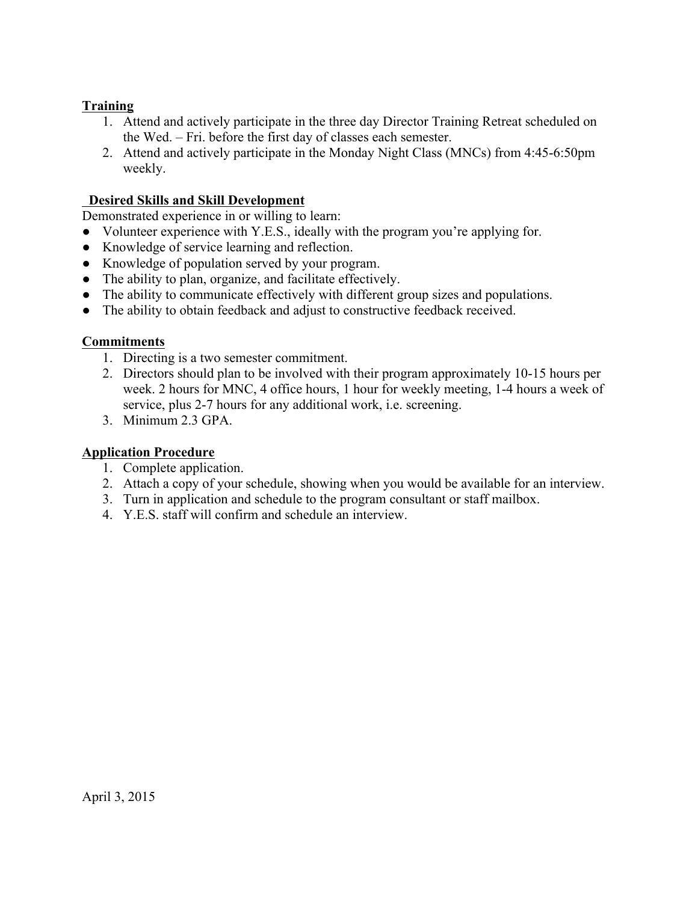**Training**

1. Attend and actively participate in the three day Director Training Retreat scheduled on the Wed. – Fri. before the first day of classes each semester.
2. Attend and actively participate in the Monday Night Class (MNCs) from 4:45-6:50pm weekly.

**Desired Skills and Skill Development**

Demonstrated experience in or willing to learn:

- Volunteer experience with Y.E.S., ideally with the program you're applying for.
- Knowledge of service learning and reflection.
- Knowledge of population served by your program.
- The ability to plan, organize, and facilitate effectively.
- The ability to communicate effectively with different group sizes and populations.
- The ability to obtain feedback and adjust to constructive feedback received.

**Commitments**

1. Directing is a two semester commitment.
2. Directors should plan to be involved with their program approximately 10-15 hours per week. 2 hours for MNC, 4 office hours, 1 hour for weekly meeting, 1-4 hours a week of service, plus 2-7 hours for any additional work, i.e. screening.
3. Minimum 2.3 GPA.

**Application Procedure**

1. Complete application.
2. Attach a copy of your schedule, showing when you would be available for an interview.
3. Turn in application and schedule to the program consultant or staff mailbox.
4. Y.E.S. staff will confirm and schedule an interview.

April 3, 2015